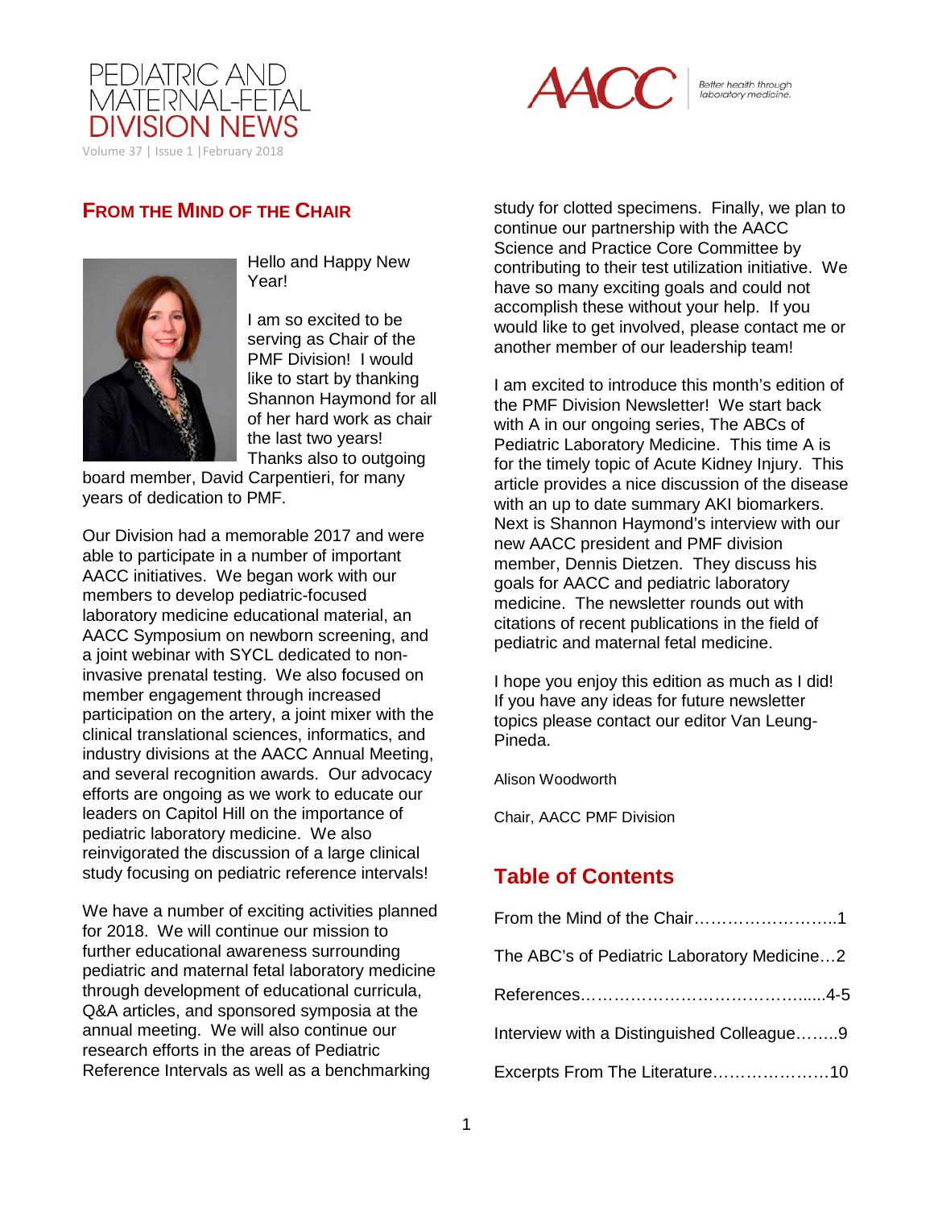# PEDIATRIC AND MATERNAL-FETAL DIVISION NEWS

Volume 37 | Issue 1 | February 2018

AACC Better health through laboratory medicine.

## FROM THE MIND OF THE CHAIR

Hello and Happy New Year!

I am so excited to be serving as Chair of the PMF Division! I would like to start by thanking Shannon Haymond for all of her hard work as chair the last two years! Thanks also to outgoing board member, David Carpentieri, for many years of dedication to PMF.

Our Division had a memorable 2017 and were able to participate in a number of important AACC initiatives. We began work with our members to develop pediatric-focused laboratory medicine educational material, an AACC Symposium on newborn screening, and a joint webinar with SYCL dedicated to non-invasive prenatal testing. We also focused on member engagement through increased participation on the artery, a joint mixer with the clinical translational sciences, informatics, and industry divisions at the AACC Annual Meeting, and several recognition awards. Our advocacy efforts are ongoing as we work to educate our leaders on Capitol Hill on the importance of pediatric laboratory medicine. We also reinvigorated the discussion of a large clinical study focusing on pediatric reference intervals!

We have a number of exciting activities planned for 2018. We will continue our mission to further educational awareness surrounding pediatric and maternal fetal laboratory medicine through development of educational curricula, Q&A articles, and sponsored symposia at the annual meeting. We will also continue our research efforts in the areas of Pediatric Reference Intervals as well as a benchmarking study for clotted specimens. Finally, we plan to continue our partnership with the AACC Science and Practice Core Committee by contributing to their test utilization initiative. We have so many exciting goals and could not accomplish these without your help. If you would like to get involved, please contact me or another member of our leadership team!

I am excited to introduce this month's edition of the PMF Division Newsletter! We start back with A in our ongoing series, The ABCs of Pediatric Laboratory Medicine. This time A is for the timely topic of Acute Kidney Injury. This article provides a nice discussion of the disease with an up to date summary AKI biomarkers. Next is Shannon Haymond's interview with our new AACC president and PMF division member, Dennis Dietzen. They discuss his goals for AACC and pediatric laboratory medicine. The newsletter rounds out with citations of recent publications in the field of pediatric and maternal fetal medicine.

I hope you enjoy this edition as much as I did! If you have any ideas for future newsletter topics please contact our editor Van Leung-Pineda.

Alison Woodworth

Chair, AACC PMF Division

## Table of Contents

From the Mind of the Chair……………………..1

The ABC's of Pediatric Laboratory Medicine…2

References……………………………………......4-5

Interview with a Distinguished Colleague……..9

Excerpts From The Literature…………………10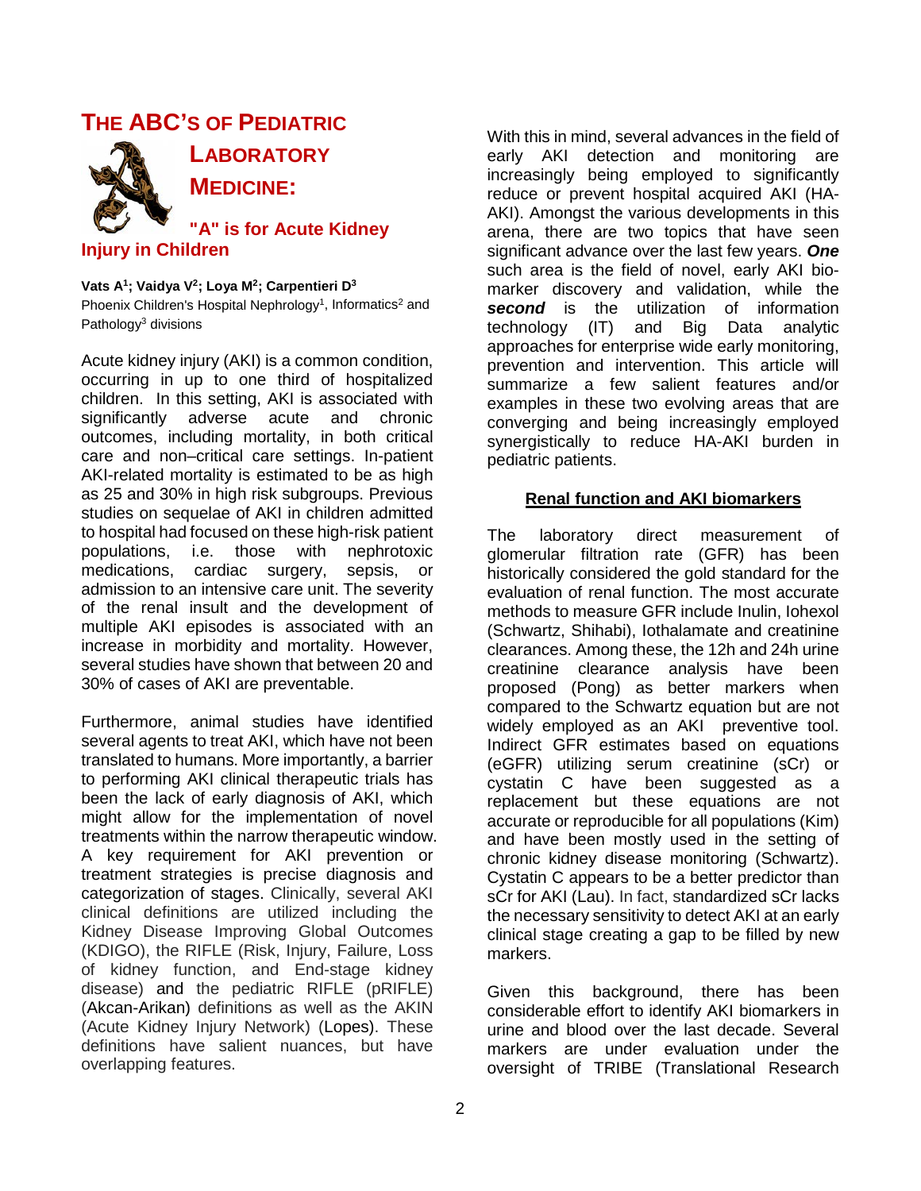# THE ABC'S OF PEDIATRIC LABORATORY MEDICINE:

## "A" is for Acute Kidney Injury in Children

**Vats A[1]; Vaidya V[2]; Loya M[2]; Carpentieri D[3]**

Phoenix Children's Hospital Nephrology[1], Informatics[2] and Pathology[3] divisions

Acute kidney injury (AKI) is a common condition, occurring in up to one third of hospitalized children. In this setting, AKI is associated with significantly adverse acute and chronic outcomes, including mortality, in both critical care and non–critical care settings. In-patient AKI-related mortality is estimated to be as high as 25 and 30% in high risk subgroups. Previous studies on sequelae of AKI in children admitted to hospital had focused on these high-risk patient populations, i.e. those with nephrotoxic medications, cardiac surgery, sepsis, or admission to an intensive care unit. The severity of the renal insult and the development of multiple AKI episodes is associated with an increase in morbidity and mortality. However, several studies have shown that between 20 and 30% of cases of AKI are preventable.

Furthermore, animal studies have identified several agents to treat AKI, which have not been translated to humans. More importantly, a barrier to performing AKI clinical therapeutic trials has been the lack of early diagnosis of AKI, which might allow for the implementation of novel treatments within the narrow therapeutic window. A key requirement for AKI prevention or treatment strategies is precise diagnosis and categorization of stages. Clinically, several AKI clinical definitions are utilized including the Kidney Disease Improving Global Outcomes (KDIGO), the RIFLE (Risk, Injury, Failure, Loss of kidney function, and End-stage kidney disease) and the pediatric RIFLE (pRIFLE) (Akcan-Arikan) definitions as well as the AKIN (Acute Kidney Injury Network) (Lopes). These definitions have salient nuances, but have overlapping features.

With this in mind, several advances in the field of early AKI detection and monitoring are increasingly being employed to significantly reduce or prevent hospital acquired AKI (HA-AKI). Amongst the various developments in this arena, there are two topics that have seen significant advance over the last few years. ***One*** such area is the field of novel, early AKI bio-marker discovery and validation, while the ***second*** is the utilization of information technology (IT) and Big Data analytic approaches for enterprise wide early monitoring, prevention and intervention. This article will summarize a few salient features and/or examples in these two evolving areas that are converging and being increasingly employed synergistically to reduce HA-AKI burden in pediatric patients.

### Renal function and AKI biomarkers

The laboratory direct measurement of glomerular filtration rate (GFR) has been historically considered the gold standard for the evaluation of renal function. The most accurate methods to measure GFR include Inulin, Iohexol (Schwartz, Shihabi), Iothalamate and creatinine clearances. Among these, the 12h and 24h urine creatinine clearance analysis have been proposed (Pong) as better markers when compared to the Schwartz equation but are not widely employed as an AKI preventive tool. Indirect GFR estimates based on equations (eGFR) utilizing serum creatinine (sCr) or cystatin C have been suggested as a replacement but these equations are not accurate or reproducible for all populations (Kim) and have been mostly used in the setting of chronic kidney disease monitoring (Schwartz). Cystatin C appears to be a better predictor than sCr for AKI (Lau). In fact, standardized sCr lacks the necessary sensitivity to detect AKI at an early clinical stage creating a gap to be filled by new markers.

Given this background, there has been considerable effort to identify AKI biomarkers in urine and blood over the last decade. Several markers are under evaluation under the oversight of TRIBE (Translational Research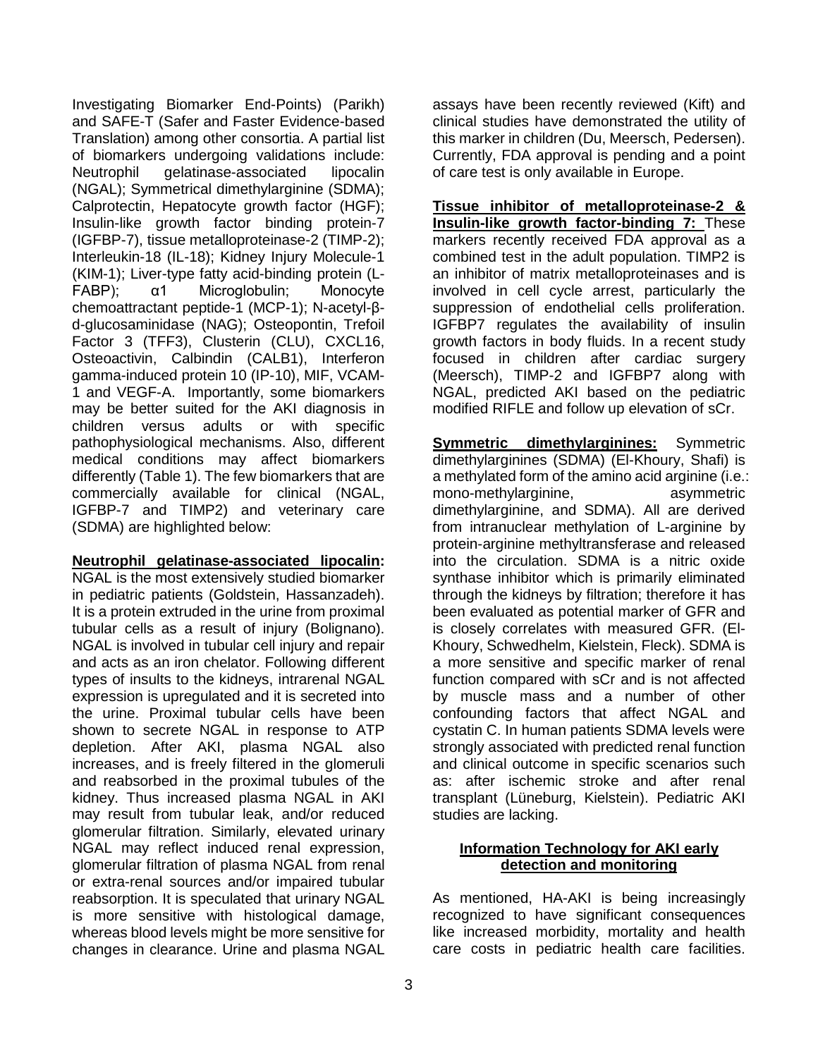Investigating Biomarker End-Points) (Parikh) and SAFE-T (Safer and Faster Evidence-based Translation) among other consortia. A partial list of biomarkers undergoing validations include: Neutrophil gelatinase-associated lipocalin (NGAL); Symmetrical dimethylarginine (SDMA); Calprotectin, Hepatocyte growth factor (HGF); Insulin-like growth factor binding protein-7 (IGFBP-7), tissue metalloproteinase-2 (TIMP-2); Interleukin-18 (IL-18); Kidney Injury Molecule-1 (KIM-1); Liver-type fatty acid-binding protein (L-FABP); α1 Microglobulin; Monocyte chemoattractant peptide-1 (MCP-1); N-acetyl-β-d-glucosaminidase (NAG); Osteopontin, Trefoil Factor 3 (TFF3), Clusterin (CLU), CXCL16, Osteoactivin, Calbindin (CALB1), Interferon gamma-induced protein 10 (IP-10), MIF, VCAM-1 and VEGF-A. Importantly, some biomarkers may be better suited for the AKI diagnosis in children versus adults or with specific pathophysiological mechanisms. Also, different medical conditions may affect biomarkers differently (Table 1). The few biomarkers that are commercially available for clinical (NGAL, IGFBP-7 and TIMP2) and veterinary care (SDMA) are highlighted below:

**Neutrophil gelatinase-associated lipocalin:** NGAL is the most extensively studied biomarker in pediatric patients (Goldstein, Hassanzadeh). It is a protein extruded in the urine from proximal tubular cells as a result of injury (Bolignano). NGAL is involved in tubular cell injury and repair and acts as an iron chelator. Following different types of insults to the kidneys, intrarenal NGAL expression is upregulated and it is secreted into the urine. Proximal tubular cells have been shown to secrete NGAL in response to ATP depletion. After AKI, plasma NGAL also increases, and is freely filtered in the glomeruli and reabsorbed in the proximal tubules of the kidney. Thus increased plasma NGAL in AKI may result from tubular leak, and/or reduced glomerular filtration. Similarly, elevated urinary NGAL may reflect induced renal expression, glomerular filtration of plasma NGAL from renal or extra-renal sources and/or impaired tubular reabsorption. It is speculated that urinary NGAL is more sensitive with histological damage, whereas blood levels might be more sensitive for changes in clearance. Urine and plasma NGAL assays have been recently reviewed (Kift) and clinical studies have demonstrated the utility of this marker in children (Du, Meersch, Pedersen). Currently, FDA approval is pending and a point of care test is only available in Europe.

**Tissue inhibitor of metalloproteinase-2 & Insulin-like growth factor-binding 7:** These markers recently received FDA approval as a combined test in the adult population. TIMP2 is an inhibitor of matrix metalloproteinases and is involved in cell cycle arrest, particularly the suppression of endothelial cells proliferation. IGFBP7 regulates the availability of insulin growth factors in body fluids. In a recent study focused in children after cardiac surgery (Meersch), TIMP-2 and IGFBP7 along with NGAL, predicted AKI based on the pediatric modified RIFLE and follow up elevation of sCr.

**Symmetric dimethylarginines:** Symmetric dimethylarginines (SDMA) (El-Khoury, Shafi) is a methylated form of the amino acid arginine (i.e.: mono-methylarginine, asymmetric dimethylarginine, and SDMA). All are derived from intranuclear methylation of L-arginine by protein-arginine methyltransferase and released into the circulation. SDMA is a nitric oxide synthase inhibitor which is primarily eliminated through the kidneys by filtration; therefore it has been evaluated as potential marker of GFR and is closely correlates with measured GFR. (El-Khoury, Schwedhelm, Kielstein, Fleck). SDMA is a more sensitive and specific marker of renal function compared with sCr and is not affected by muscle mass and a number of other confounding factors that affect NGAL and cystatin C. In human patients SDMA levels were strongly associated with predicted renal function and clinical outcome in specific scenarios such as: after ischemic stroke and after renal transplant (Lüneburg, Kielstein). Pediatric AKI studies are lacking.

## Information Technology for AKI early detection and monitoring

As mentioned, HA-AKI is being increasingly recognized to have significant consequences like increased morbidity, mortality and health care costs in pediatric health care facilities.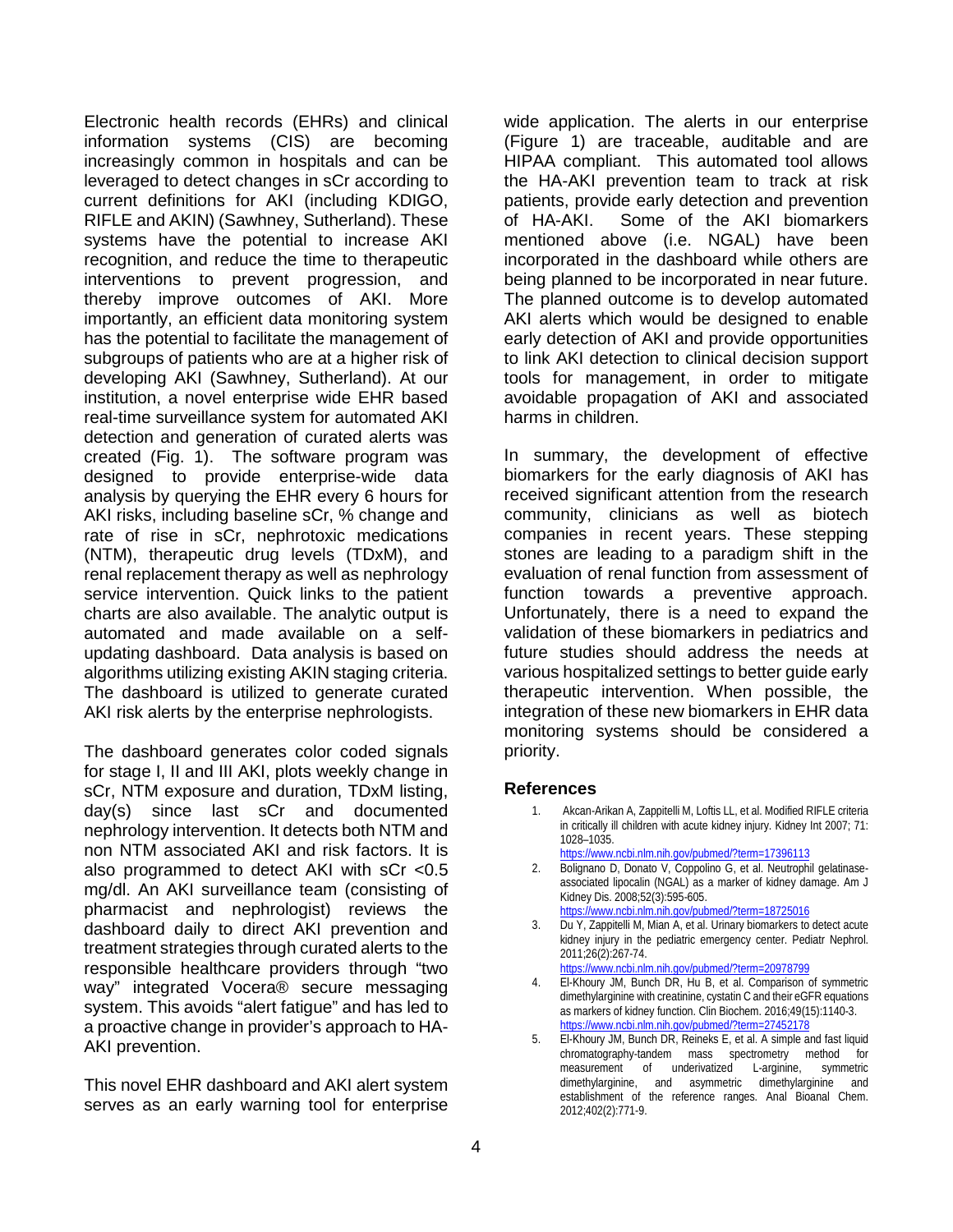Electronic health records (EHRs) and clinical information systems (CIS) are becoming increasingly common in hospitals and can be leveraged to detect changes in sCr according to current definitions for AKI (including KDIGO, RIFLE and AKIN) (Sawhney, Sutherland). These systems have the potential to increase AKI recognition, and reduce the time to therapeutic interventions to prevent progression, and thereby improve outcomes of AKI. More importantly, an efficient data monitoring system has the potential to facilitate the management of subgroups of patients who are at a higher risk of developing AKI (Sawhney, Sutherland). At our institution, a novel enterprise wide EHR based real-time surveillance system for automated AKI detection and generation of curated alerts was created (Fig. 1). The software program was designed to provide enterprise-wide data analysis by querying the EHR every 6 hours for AKI risks, including baseline sCr, % change and rate of rise in sCr, nephrotoxic medications (NTM), therapeutic drug levels (TDxM), and renal replacement therapy as well as nephrology service intervention. Quick links to the patient charts are also available. The analytic output is automated and made available on a self-updating dashboard. Data analysis is based on algorithms utilizing existing AKIN staging criteria. The dashboard is utilized to generate curated AKI risk alerts by the enterprise nephrologists.

The dashboard generates color coded signals for stage I, II and III AKI, plots weekly change in sCr, NTM exposure and duration, TDxM listing, day(s) since last sCr and documented nephrology intervention. It detects both NTM and non NTM associated AKI and risk factors. It is also programmed to detect AKI with sCr <0.5 mg/dl. An AKI surveillance team (consisting of pharmacist and nephrologist) reviews the dashboard daily to direct AKI prevention and treatment strategies through curated alerts to the responsible healthcare providers through "two way" integrated Vocera® secure messaging system. This avoids "alert fatigue" and has led to a proactive change in provider's approach to HA-AKI prevention.

This novel EHR dashboard and AKI alert system serves as an early warning tool for enterprise wide application. The alerts in our enterprise (Figure 1) are traceable, auditable and are HIPAA compliant. This automated tool allows the HA-AKI prevention team to track at risk patients, provide early detection and prevention of HA-AKI. Some of the AKI biomarkers mentioned above (i.e. NGAL) have been incorporated in the dashboard while others are being planned to be incorporated in near future. The planned outcome is to develop automated AKI alerts which would be designed to enable early detection of AKI and provide opportunities to link AKI detection to clinical decision support tools for management, in order to mitigate avoidable propagation of AKI and associated harms in children.

In summary, the development of effective biomarkers for the early diagnosis of AKI has received significant attention from the research community, clinicians as well as biotech companies in recent years. These stepping stones are leading to a paradigm shift in the evaluation of renal function from assessment of function towards a preventive approach. Unfortunately, there is a need to expand the validation of these biomarkers in pediatrics and future studies should address the needs at various hospitalized settings to better guide early therapeutic intervention. When possible, the integration of these new biomarkers in EHR data monitoring systems should be considered a priority.

## References

1. Akcan-Arikan A, Zappitelli M, Loftis LL, et al. Modified RIFLE criteria in critically ill children with acute kidney injury. Kidney Int 2007; 71: 1028–1035. https://www.ncbi.nlm.nih.gov/pubmed/?term=17396113
2. Bolignano D, Donato V, Coppolino G, et al. Neutrophil gelatinase-associated lipocalin (NGAL) as a marker of kidney damage. Am J Kidney Dis. 2008;52(3):595-605. https://www.ncbi.nlm.nih.gov/pubmed/?term=18725016
3. Du Y, Zappitelli M, Mian A, et al. Urinary biomarkers to detect acute kidney injury in the pediatric emergency center. Pediatr Nephrol. 2011;26(2):267-74. https://www.ncbi.nlm.nih.gov/pubmed/?term=20978799
4. El-Khoury JM, Bunch DR, Hu B, et al. Comparison of symmetric dimethylarginine with creatinine, cystatin C and their eGFR equations as markers of kidney function. Clin Biochem. 2016;49(15):1140-3. https://www.ncbi.nlm.nih.gov/pubmed/?term=27452178
5. El-Khoury JM, Bunch DR, Reineks E, et al. A simple and fast liquid chromatography-tandem mass spectrometry method for measurement of underivatized L-arginine, symmetric dimethylarginine, and asymmetric dimethylarginine and establishment of the reference ranges. Anal Bioanal Chem. 2012;402(2):771-9.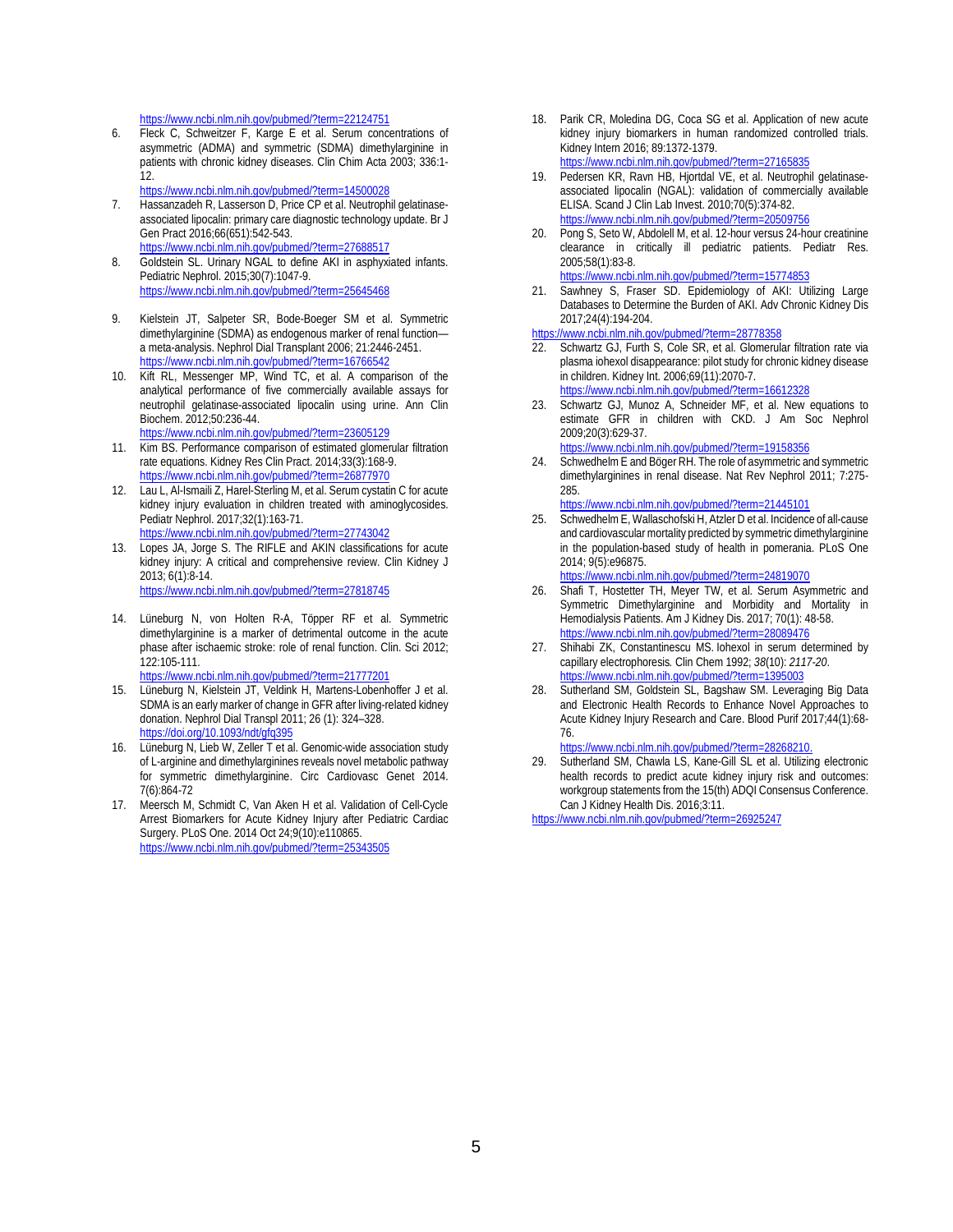https://www.ncbi.nlm.nih.gov/pubmed/?term=22124751

6. Fleck C, Schweitzer F, Karge E et al. Serum concentrations of asymmetric (ADMA) and symmetric (SDMA) dimethylarginine in patients with chronic kidney diseases. Clin Chim Acta 2003; 336:1-12.
   https://www.ncbi.nlm.nih.gov/pubmed/?term=14500028
7. Hassanzadeh R, Lasserson D, Price CP et al. Neutrophil gelatinase-associated lipocalin: primary care diagnostic technology update. Br J Gen Pract 2016;66(651):542-543.
   https://www.ncbi.nlm.nih.gov/pubmed/?term=27688517
8. Goldstein SL. Urinary NGAL to define AKI in asphyxiated infants. Pediatric Nephrol. 2015;30(7):1047-9.
   https://www.ncbi.nlm.nih.gov/pubmed/?term=25645468
9. Kielstein JT, Salpeter SR, Bode-Boeger SM et al. Symmetric dimethylarginine (SDMA) as endogenous marker of renal function—a meta-analysis. Nephrol Dial Transplant 2006; 21:2446-2451.
   https://www.ncbi.nlm.nih.gov/pubmed/?term=16766542
10. Kift RL, Messenger MP, Wind TC, et al. A comparison of the analytical performance of five commercially available assays for neutrophil gelatinase-associated lipocalin using urine. Ann Clin Biochem. 2012;50:236-44.
    https://www.ncbi.nlm.nih.gov/pubmed/?term=23605129
11. Kim BS. Performance comparison of estimated glomerular filtration rate equations. Kidney Res Clin Pract. 2014;33(3):168-9.
    https://www.ncbi.nlm.nih.gov/pubmed/?term=26877970
12. Lau L, Al-Ismaili Z, Harel-Sterling M, et al. Serum cystatin C for acute kidney injury evaluation in children treated with aminoglycosides. Pediatr Nephrol. 2017;32(1):163-71.
    https://www.ncbi.nlm.nih.gov/pubmed/?term=27743042
13. Lopes JA, Jorge S. The RIFLE and AKIN classifications for acute kidney injury: A critical and comprehensive review. Clin Kidney J 2013; 6(1):8-14.
    https://www.ncbi.nlm.nih.gov/pubmed/?term=27818745
14. Lüneburg N, von Holten R-A, Töpper RF et al. Symmetric dimethylarginine is a marker of detrimental outcome in the acute phase after ischaemic stroke: role of renal function. Clin. Sci 2012; 122:105-111.
    https://www.ncbi.nlm.nih.gov/pubmed/?term=21777201
15. Lüneburg N, Kielstein JT, Veldink H, Martens-Lobenhoffer J et al. SDMA is an early marker of change in GFR after living-related kidney donation. Nephrol Dial Transpl 2011; 26 (1): 324–328.
    https://doi.org/10.1093/ndt/gfq395
16. Lüneburg N, Lieb W, Zeller T et al. Genomic-wide association study of L-arginine and dimethylarginines reveals novel metabolic pathway for symmetric dimethylarginine. Circ Cardiovasc Genet 2014. 7(6):864-72
17. Meersch M, Schmidt C, Van Aken H et al. Validation of Cell-Cycle Arrest Biomarkers for Acute Kidney Injury after Pediatric Cardiac Surgery. PLoS One. 2014 Oct 24;9(10):e110865.
    https://www.ncbi.nlm.nih.gov/pubmed/?term=25343505
18. Parik CR, Moledina DG, Coca SG et al. Application of new acute kidney injury biomarkers in human randomized controlled trials. Kidney Intern 2016; 89:1372-1379.
    https://www.ncbi.nlm.nih.gov/pubmed/?term=27165835
19. Pedersen KR, Ravn HB, Hjortdal VE, et al. Neutrophil gelatinase-associated lipocalin (NGAL): validation of commercially available ELISA. Scand J Clin Lab Invest. 2010;70(5):374-82.
    https://www.ncbi.nlm.nih.gov/pubmed/?term=20509756
20. Pong S, Seto W, Abdolell M, et al. 12-hour versus 24-hour creatinine clearance in critically ill pediatric patients. Pediatr Res. 2005;58(1):83-8.
    https://www.ncbi.nlm.nih.gov/pubmed/?term=15774853
21. Sawhney S, Fraser SD. Epidemiology of AKI: Utilizing Large Databases to Determine the Burden of AKI. Adv Chronic Kidney Dis 2017;24(4):194-204.
    https://www.ncbi.nlm.nih.gov/pubmed/?term=28778358
22. Schwartz GJ, Furth S, Cole SR, et al. Glomerular filtration rate via plasma iohexol disappearance: pilot study for chronic kidney disease in children. Kidney Int. 2006;69(11):2070-7.
    https://www.ncbi.nlm.nih.gov/pubmed/?term=16612328
23. Schwartz GJ, Munoz A, Schneider MF, et al. New equations to estimate GFR in children with CKD. J Am Soc Nephrol 2009;20(3):629-37.
    https://www.ncbi.nlm.nih.gov/pubmed/?term=19158356
24. Schwedhelm E and Böger RH. The role of asymmetric and symmetric dimethylarginines in renal disease. Nat Rev Nephrol 2011; 7:275-285.
    https://www.ncbi.nlm.nih.gov/pubmed/?term=21445101
25. Schwedhelm E, Wallaschofski H, Atzler D et al. Incidence of all-cause and cardiovascular mortality predicted by symmetric dimethylarginine in the population-based study of health in pomerania. PLoS One 2014; 9(5):e96875.
    https://www.ncbi.nlm.nih.gov/pubmed/?term=24819070
26. Shafi T, Hostetter TH, Meyer TW, et al. Serum Asymmetric and Symmetric Dimethylarginine and Morbidity and Mortality in Hemodialysis Patients. Am J Kidney Dis. 2017; 70(1): 48-58.
    https://www.ncbi.nlm.nih.gov/pubmed/?term=28089476
27. Shihabi ZK, Constantinescu MS. Iohexol in serum determined by capillary electrophoresis*.* Clin Chem 1992; *38*(10): *2117-20*.
    https://www.ncbi.nlm.nih.gov/pubmed/?term=1395003
28. Sutherland SM, Goldstein SL, Bagshaw SM. Leveraging Big Data and Electronic Health Records to Enhance Novel Approaches to Acute Kidney Injury Research and Care. Blood Purif 2017;44(1):68-76.
    https://www.ncbi.nlm.nih.gov/pubmed/?term=28268210.
29. Sutherland SM, Chawla LS, Kane-Gill SL et al. Utilizing electronic health records to predict acute kidney injury risk and outcomes: workgroup statements from the 15(th) ADQI Consensus Conference. Can J Kidney Health Dis. 2016;3:11.
    https://www.ncbi.nlm.nih.gov/pubmed/?term=26925247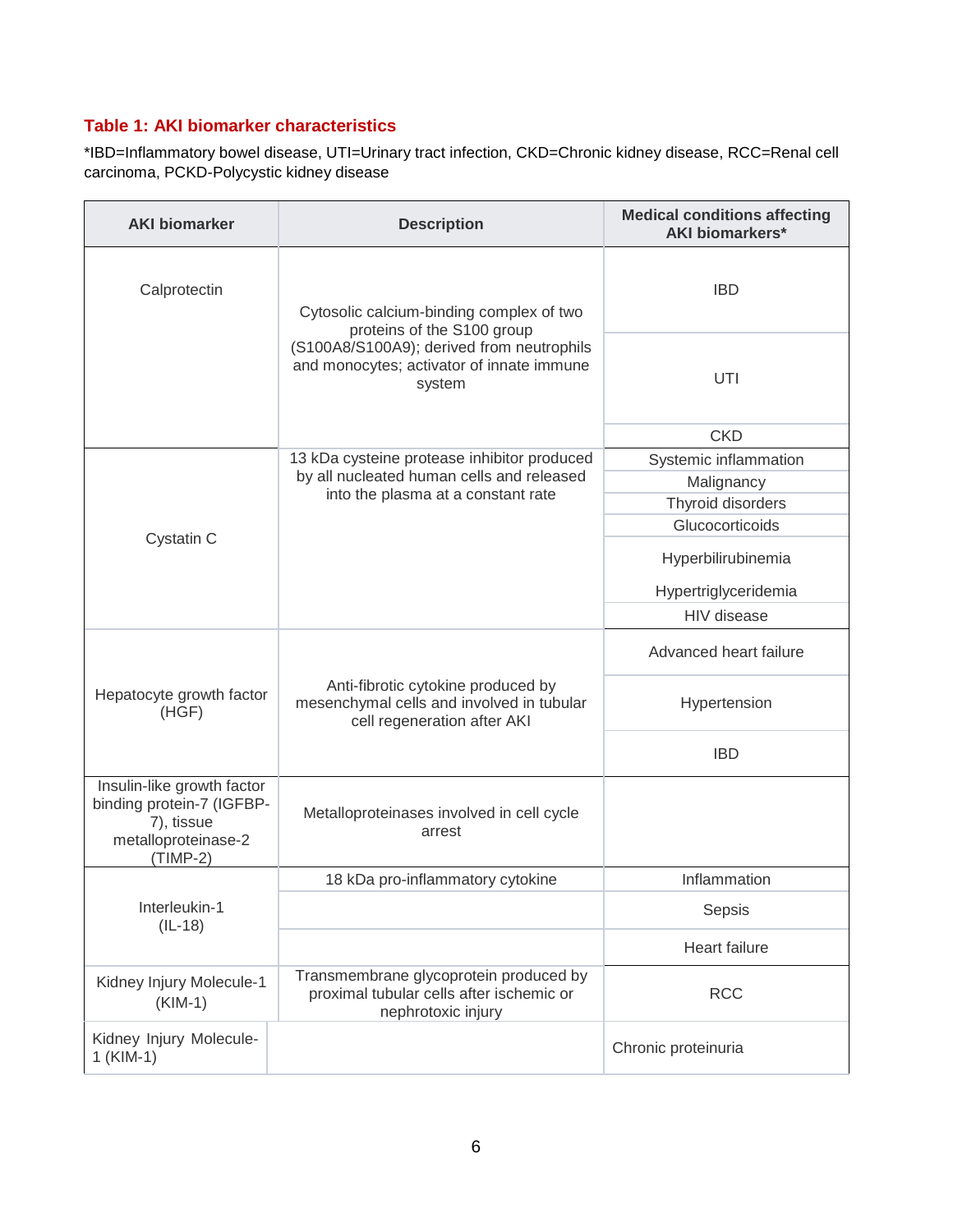**Table 1: AKI biomarker characteristics**

*IBD=Inflammatory bowel disease, UTI=Urinary tract infection, CKD=Chronic kidney disease, RCC=Renal cell carcinoma, PCKD-Polycystic kidney disease

| AKI biomarker | Description | Medical conditions affecting AKI biomarkers* |
|---|---|---|
| Calprotectin | Cytosolic calcium-binding complex of two proteins of the S100 group (S100A8/S100A9); derived from neutrophils and monocytes; activator of innate immune system | IBD |
| | | UTI |
| | | CKD |
| Cystatin C | 13 kDa cysteine protease inhibitor produced by all nucleated human cells and released into the plasma at a constant rate | Systemic inflammation |
| | | Malignancy |
| | | Thyroid disorders |
| | | Glucocorticoids |
| | | Hyperbilirubinemia<br>Hypertriglyceridemia |
| | | HIV disease |
| Hepatocyte growth factor (HGF) | Anti-fibrotic cytokine produced by mesenchymal cells and involved in tubular cell regeneration after AKI | Advanced heart failure |
| | | Hypertension |
| | | IBD |
| Insulin-like growth factor binding protein-7 (IGFBP-7), tissue metalloproteinase-2 (TIMP-2) | Metalloproteinases involved in cell cycle arrest | |
| Interleukin-1 (IL-18) | 18 kDa pro-inflammatory cytokine | Inflammation |
| | | Sepsis |
| | | Heart failure |
| Kidney Injury Molecule-1 (KIM-1) | Transmembrane glycoprotein produced by proximal tubular cells after ischemic or nephrotoxic injury | RCC |
| Kidney Injury Molecule-1 (KIM-1) | | Chronic proteinuria |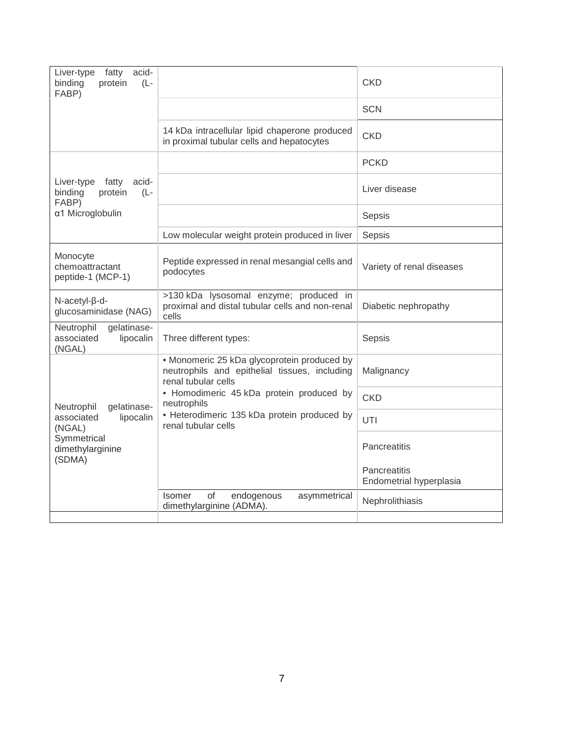| | | |
|---|---|---|
| Liver-type fatty acid-binding protein (L-FABP) | | CKD |
| | | SCN |
| | 14 kDa intracellular lipid chaperone produced in proximal tubular cells and hepatocytes | CKD |
| Liver-type fatty acid-binding protein (L-FABP) α1 Microglobulin | | PCKD |
| | | Liver disease |
| | | Sepsis |
| | Low molecular weight protein produced in liver | Sepsis |
| Monocyte chemoattractant peptide-1 (MCP-1) | Peptide expressed in renal mesangial cells and podocytes | Variety of renal diseases |
| N-acetyl-β-d-glucosaminidase (NAG) | >130 kDa lysosomal enzyme; produced in proximal and distal tubular cells and non-renal cells | Diabetic nephropathy |
| Neutrophil gelatinase-associated lipocalin (NGAL) | Three different types: | Sepsis |
| Neutrophil gelatinase-associated lipocalin (NGAL) Symmetrical dimethylarginine (SDMA) | • Monomeric 25 kDa glycoprotein produced by neutrophils and epithelial tissues, including renal tubular cells | Malignancy |
| | • Homodimeric 45 kDa protein produced by neutrophils | CKD |
| | • Heterodimeric 135 kDa protein produced by renal tubular cells | UTI |
| | | Pancreatitis |
| | | Pancreatitis Endometrial hyperplasia |
| | Isomer of endogenous asymmetrical dimethylarginine (ADMA). | Nephrolithiasis |
| | | |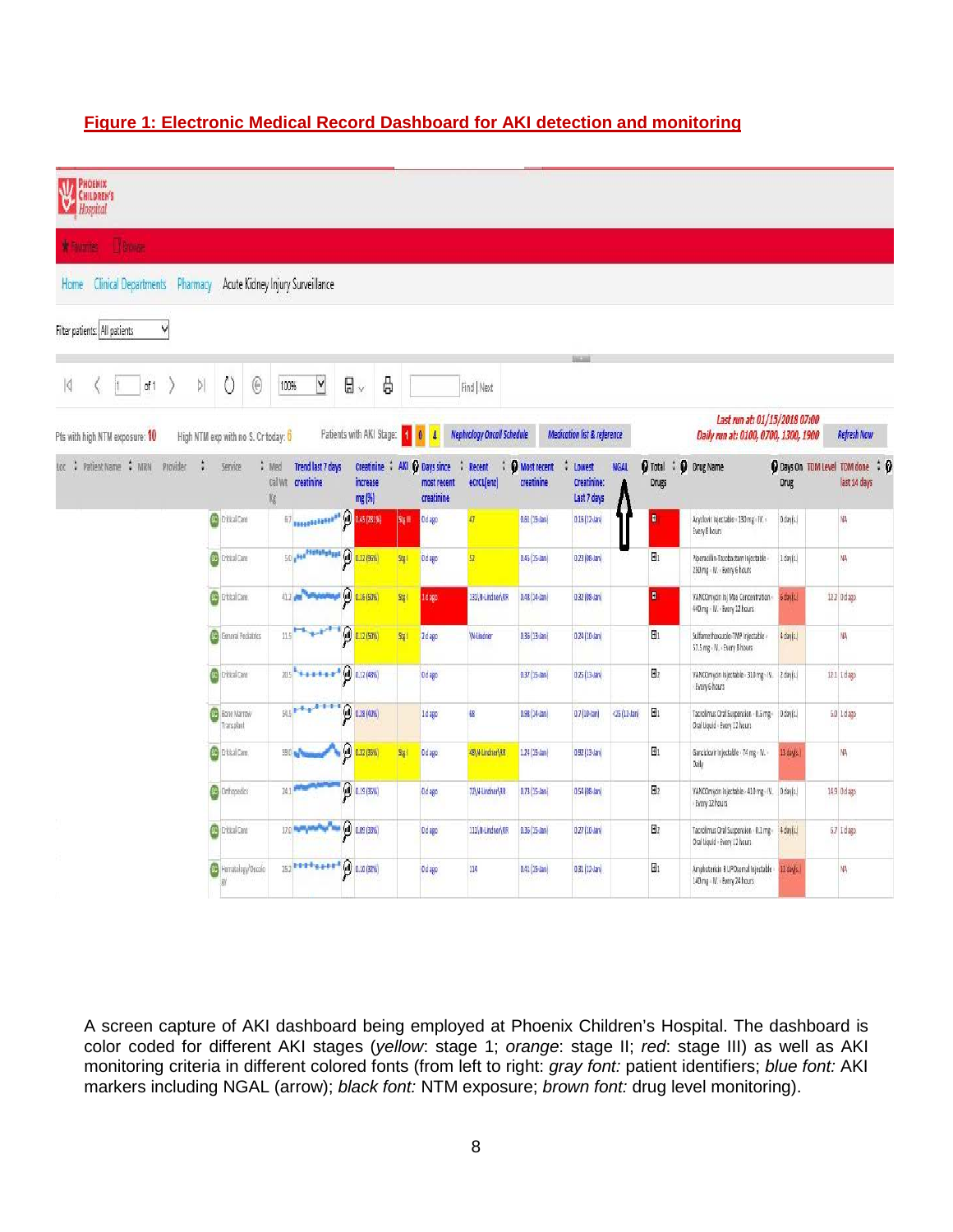**Figure 1: Electronic Medical Record Dashboard for AKI detection and monitoring**

A screen capture of AKI dashboard being employed at Phoenix Children's Hospital. The dashboard is color coded for different AKI stages (*yellow*: stage 1; *orange*: stage II; *red*: stage III) as well as AKI monitoring criteria in different colored fonts (from left to right: *gray font:* patient identifiers; *blue font:* AKI markers including NGAL (arrow); *black font:* NTM exposure; *brown font:* drug level monitoring).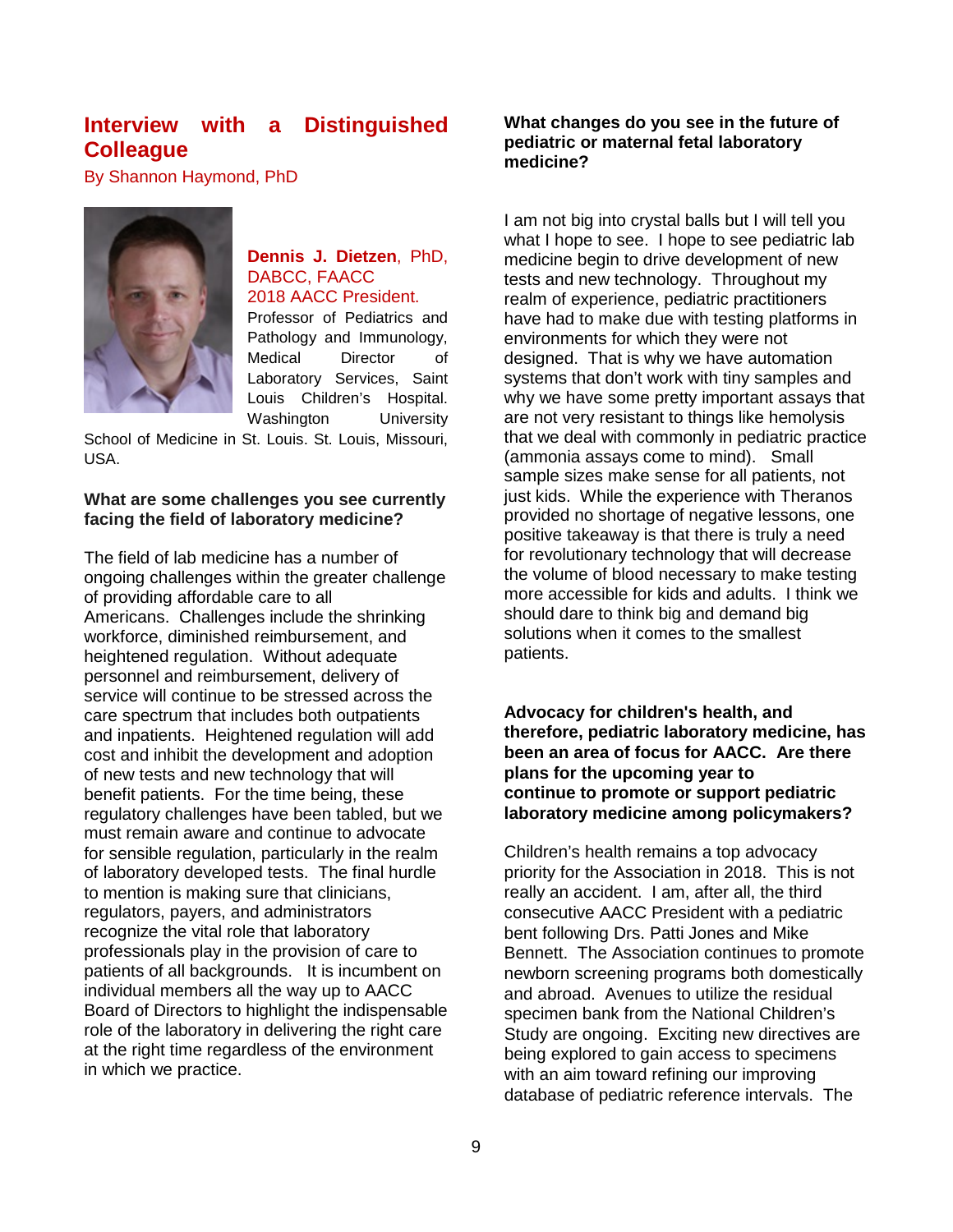## Interview with a Distinguished Colleague

By Shannon Haymond, PhD

**Dennis J. Dietzen**, PhD, DABCC, FAACC
2018 AACC President.
Professor of Pediatrics and Pathology and Immunology, Medical Director of Laboratory Services, Saint Louis Children's Hospital. Washington University School of Medicine in St. Louis. St. Louis, Missouri, USA.

**What are some challenges you see currently facing the field of laboratory medicine?**

The field of lab medicine has a number of ongoing challenges within the greater challenge of providing affordable care to all Americans. Challenges include the shrinking workforce, diminished reimbursement, and heightened regulation. Without adequate personnel and reimbursement, delivery of service will continue to be stressed across the care spectrum that includes both outpatients and inpatients. Heightened regulation will add cost and inhibit the development and adoption of new tests and new technology that will benefit patients. For the time being, these regulatory challenges have been tabled, but we must remain aware and continue to advocate for sensible regulation, particularly in the realm of laboratory developed tests. The final hurdle to mention is making sure that clinicians, regulators, payers, and administrators recognize the vital role that laboratory professionals play in the provision of care to patients of all backgrounds. It is incumbent on individual members all the way up to AACC Board of Directors to highlight the indispensable role of the laboratory in delivering the right care at the right time regardless of the environment in which we practice.

**What changes do you see in the future of pediatric or maternal fetal laboratory medicine?**

I am not big into crystal balls but I will tell you what I hope to see. I hope to see pediatric lab medicine begin to drive development of new tests and new technology. Throughout my realm of experience, pediatric practitioners have had to make due with testing platforms in environments for which they were not designed. That is why we have automation systems that don't work with tiny samples and why we have some pretty important assays that are not very resistant to things like hemolysis that we deal with commonly in pediatric practice (ammonia assays come to mind). Small sample sizes make sense for all patients, not just kids. While the experience with Theranos provided no shortage of negative lessons, one positive takeaway is that there is truly a need for revolutionary technology that will decrease the volume of blood necessary to make testing more accessible for kids and adults. I think we should dare to think big and demand big solutions when it comes to the smallest patients.

**Advocacy for children's health, and therefore, pediatric laboratory medicine, has been an area of focus for AACC. Are there plans for the upcoming year to continue to promote or support pediatric laboratory medicine among policymakers?**

Children's health remains a top advocacy priority for the Association in 2018. This is not really an accident. I am, after all, the third consecutive AACC President with a pediatric bent following Drs. Patti Jones and Mike Bennett. The Association continues to promote newborn screening programs both domestically and abroad. Avenues to utilize the residual specimen bank from the National Children's Study are ongoing. Exciting new directives are being explored to gain access to specimens with an aim toward refining our improving database of pediatric reference intervals. The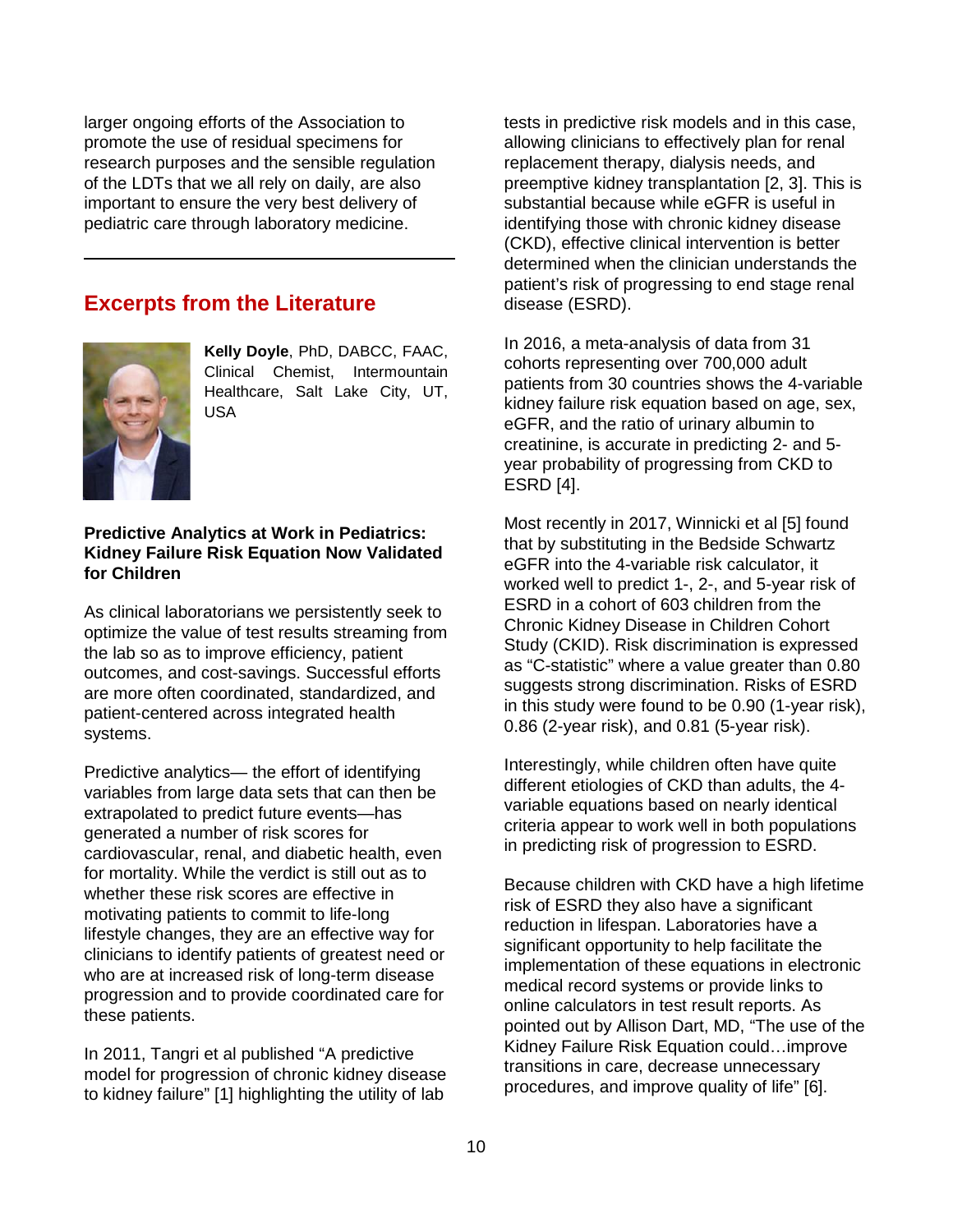larger ongoing efforts of the Association to promote the use of residual specimens for research purposes and the sensible regulation of the LDTs that we all rely on daily, are also important to ensure the very best delivery of pediatric care through laboratory medicine.

---

## Excerpts from the Literature

**Kelly Doyle**, PhD, DABCC, FAAC, Clinical Chemist, Intermountain Healthcare, Salt Lake City, UT, USA

### Predictive Analytics at Work in Pediatrics: Kidney Failure Risk Equation Now Validated for Children

As clinical laboratorians we persistently seek to optimize the value of test results streaming from the lab so as to improve efficiency, patient outcomes, and cost-savings. Successful efforts are more often coordinated, standardized, and patient-centered across integrated health systems.

Predictive analytics— the effort of identifying variables from large data sets that can then be extrapolated to predict future events—has generated a number of risk scores for cardiovascular, renal, and diabetic health, even for mortality. While the verdict is still out as to whether these risk scores are effective in motivating patients to commit to life-long lifestyle changes, they are an effective way for clinicians to identify patients of greatest need or who are at increased risk of long-term disease progression and to provide coordinated care for these patients.

In 2011, Tangri et al published "A predictive model for progression of chronic kidney disease to kidney failure" [1] highlighting the utility of lab tests in predictive risk models and in this case, allowing clinicians to effectively plan for renal replacement therapy, dialysis needs, and preemptive kidney transplantation [2, 3]. This is substantial because while eGFR is useful in identifying those with chronic kidney disease (CKD), effective clinical intervention is better determined when the clinician understands the patient's risk of progressing to end stage renal disease (ESRD).

In 2016, a meta-analysis of data from 31 cohorts representing over 700,000 adult patients from 30 countries shows the 4-variable kidney failure risk equation based on age, sex, eGFR, and the ratio of urinary albumin to creatinine, is accurate in predicting 2- and 5-year probability of progressing from CKD to ESRD [4].

Most recently in 2017, Winnicki et al [5] found that by substituting in the Bedside Schwartz eGFR into the 4-variable risk calculator, it worked well to predict 1-, 2-, and 5-year risk of ESRD in a cohort of 603 children from the Chronic Kidney Disease in Children Cohort Study (CKID). Risk discrimination is expressed as "C-statistic" where a value greater than 0.80 suggests strong discrimination. Risks of ESRD in this study were found to be 0.90 (1-year risk), 0.86 (2-year risk), and 0.81 (5-year risk).

Interestingly, while children often have quite different etiologies of CKD than adults, the 4-variable equations based on nearly identical criteria appear to work well in both populations in predicting risk of progression to ESRD.

Because children with CKD have a high lifetime risk of ESRD they also have a significant reduction in lifespan. Laboratories have a significant opportunity to help facilitate the implementation of these equations in electronic medical record systems or provide links to online calculators in test result reports. As pointed out by Allison Dart, MD, "The use of the Kidney Failure Risk Equation could…improve transitions in care, decrease unnecessary procedures, and improve quality of life" [6].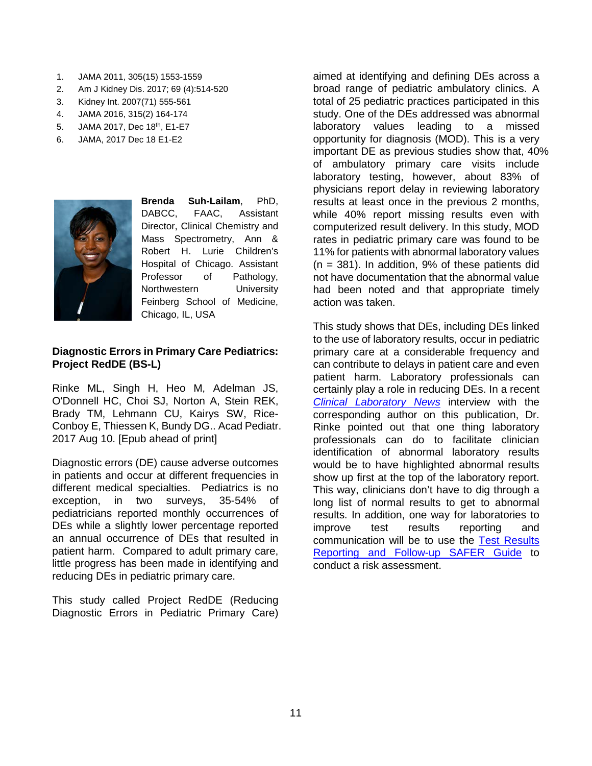1. JAMA 2011, 305(15) 1553-1559
2. Am J Kidney Dis. 2017; 69 (4):514-520
3. Kidney Int. 2007(71) 555-561
4. JAMA 2016, 315(2) 164-174
5. JAMA 2017, Dec 18th, E1-E7
6. JAMA, 2017 Dec 18 E1-E2

**Brenda Suh-Lailam**, PhD, DABCC, FAAC, Assistant Director, Clinical Chemistry and Mass Spectrometry, Ann & Robert H. Lurie Children's Hospital of Chicago. Assistant Professor of Pathology, Northwestern University Feinberg School of Medicine, Chicago, IL, USA

**Diagnostic Errors in Primary Care Pediatrics: Project RedDE (BS-L)**

Rinke ML, Singh H, Heo M, Adelman JS, O'Donnell HC, Choi SJ, Norton A, Stein REK, Brady TM, Lehmann CU, Kairys SW, Rice-Conboy E, Thiessen K, Bundy DG.. Acad Pediatr. 2017 Aug 10. [Epub ahead of print]

Diagnostic errors (DE) cause adverse outcomes in patients and occur at different frequencies in different medical specialties. Pediatrics is no exception, in two surveys, 35-54% of pediatricians reported monthly occurrences of DEs while a slightly lower percentage reported an annual occurrence of DEs that resulted in patient harm. Compared to adult primary care, little progress has been made in identifying and reducing DEs in pediatric primary care.

This study called Project RedDE (Reducing Diagnostic Errors in Pediatric Primary Care) aimed at identifying and defining DEs across a broad range of pediatric ambulatory clinics. A total of 25 pediatric practices participated in this study. One of the DEs addressed was abnormal laboratory values leading to a missed opportunity for diagnosis (MOD). This is a very important DE as previous studies show that, 40% of ambulatory primary care visits include laboratory testing, however, about 83% of physicians report delay in reviewing laboratory results at least once in the previous 2 months, while 40% report missing results even with computerized result delivery. In this study, MOD rates in pediatric primary care was found to be 11% for patients with abnormal laboratory values (n = 381). In addition, 9% of these patients did not have documentation that the abnormal value had been noted and that appropriate timely action was taken.

This study shows that DEs, including DEs linked to the use of laboratory results, occur in pediatric primary care at a considerable frequency and can contribute to delays in patient care and even patient harm. Laboratory professionals can certainly play a role in reducing DEs. In a recent *Clinical Laboratory News* interview with the corresponding author on this publication, Dr. Rinke pointed out that one thing laboratory professionals can do to facilitate clinician identification of abnormal laboratory results would be to have highlighted abnormal results show up first at the top of the laboratory report. This way, clinicians don't have to dig through a long list of normal results to get to abnormal results. In addition, one way for laboratories to improve test results reporting and communication will be to use the Test Results Reporting and Follow-up SAFER Guide to conduct a risk assessment.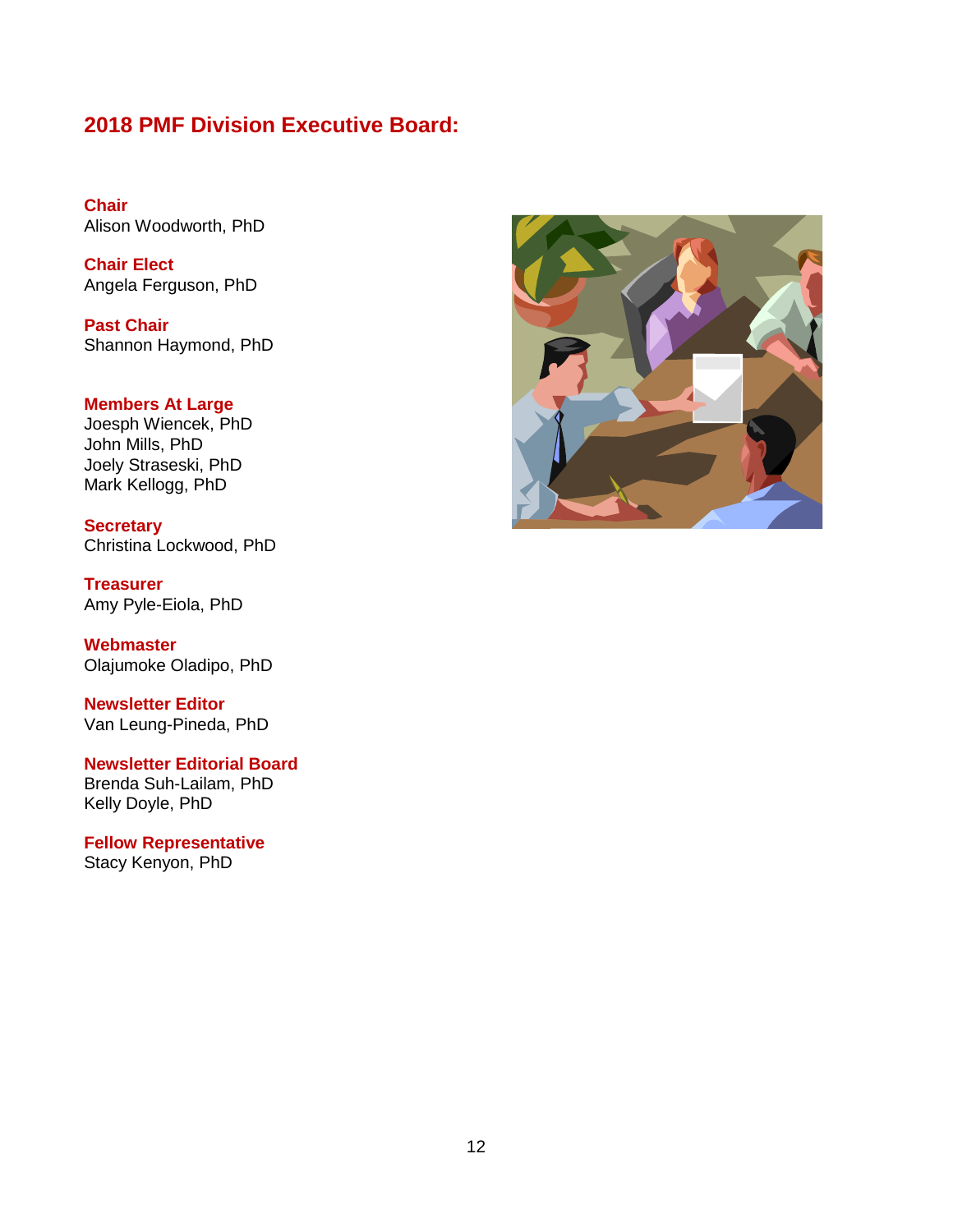## 2018 PMF Division Executive Board:

**Chair**
Alison Woodworth, PhD

**Chair Elect**
Angela Ferguson, PhD

**Past Chair**
Shannon Haymond, PhD

**Members At Large**
Joesph Wiencek, PhD
John Mills, PhD
Joely Straseski, PhD
Mark Kellogg, PhD

**Secretary**
Christina Lockwood, PhD

**Treasurer**
Amy Pyle-Eiola, PhD

**Webmaster**
Olajumoke Oladipo, PhD

**Newsletter Editor**
Van Leung-Pineda, PhD

**Newsletter Editorial Board**
Brenda Suh-Lailam, PhD
Kelly Doyle, PhD

**Fellow Representative**
Stacy Kenyon, PhD